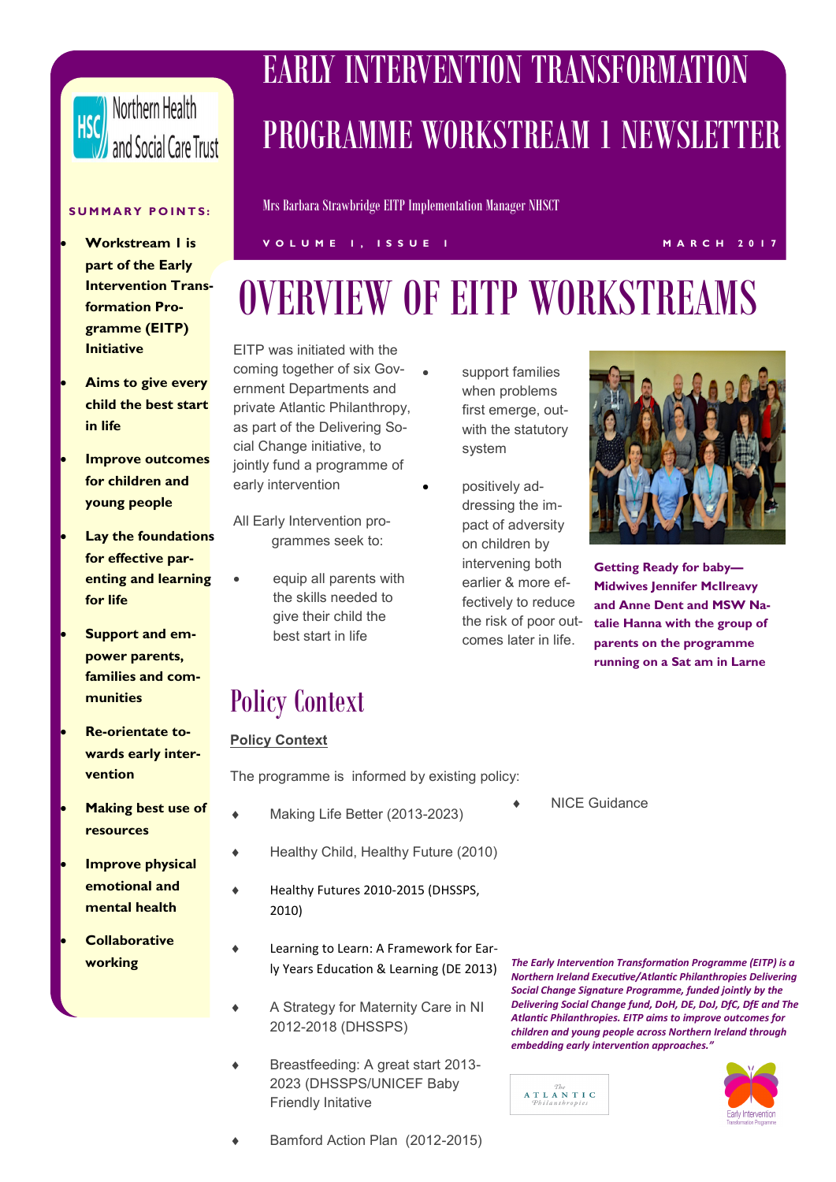Northern Health and Social Care Trust

# EARLY INTERVENTION TRANSFORMATION PROGRAMME WORKSTREAM 1 NEWSLETTER

Mrs Barbara Strawbridge EITP Implementation Manager NHSCT

VOLUME 1, ISSUE 1 — MARCH 2017

**SUMMARY POINTS:**

- **Workstream 1 is part of the Early Intervention Transformation Programme (EITP) Initiative**
- **Aims to give every child the best start in life**
- **Improve outcomes for children and young people**
- **Lay the foundations for effective parenting and learning for life**
- **Support and empower parents, families and communities**
- **Re-orientate towards early intervention**
- **Making best use of resources**
- **Improve physical emotional and mental health**
- **Collaborative working**

# OVERVIEW OF EITP WORKSTREAMS

EITP was initiated with the coming together of six Government Departments and private Atlantic Philanthropy, as part of the Delivering Social Change initiative, to jointly fund a programme of early intervention

All Early Intervention programmes seek to:

- equip all parents with the skills needed to give their child the best start in life
- support families when problems first emerge, outwith the statutory system
- positively addressing the impact of adversity on children by intervening both earlier & more effectively to reduce the risk of poor outcomes later in life.

**Getting Ready for baby— Midwives Jennifer McIlreavy and Anne Dent and MSW Natalie Hanna with the group of parents on the programme running on a Sat am in Larne**

## Policy Context

**Policy Context**

The programme is informed by existing policy:

- Making Life Better (2013-2023)
- Healthy Child, Healthy Future (2010)
- Healthy Futures 2010-2015 (DHSSPS, 2010)
- Learning to Learn: A Framework for Early Years Education & Learning (DE 2013)
- A Strategy for Maternity Care in NI 2012-2018 (DHSSPS)
- Breastfeeding: A great start 2013-2023 (DHSSPS/UNICEF Baby Friendly Initative
- Bamford Action Plan (2012-2015)
- NICE Guidance

***The Early Intervention Transformation Programme (EITP) is a Northern Ireland Executive/Atlantic Philanthropies Delivering Social Change Signature Programme, funded jointly by the Delivering Social Change fund, DoH, DE, DoJ, DfC, DfE and The Atlantic Philanthropies. EITP aims to improve outcomes for children and young people across Northern Ireland through embedding early intervention approaches."***

The Atlantic Philanthropies

Early Intervention Transformation Programme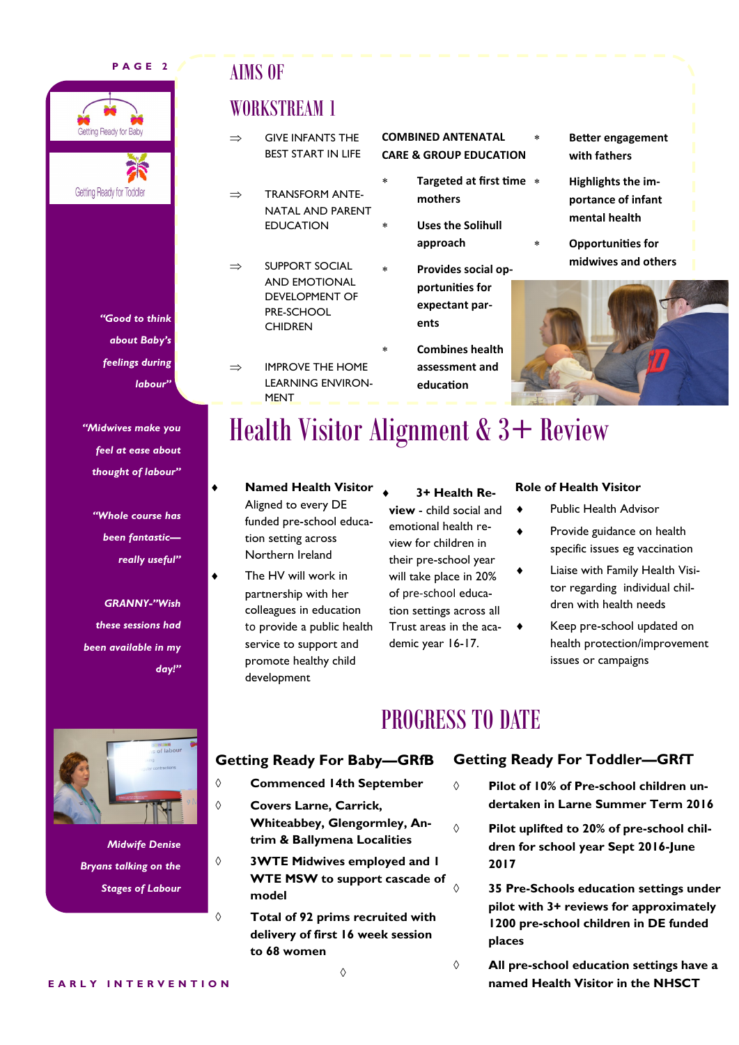# AIMS OF WORKSTREAM 1

- ⇒ GIVE INFANTS THE BEST START IN LIFE
- ⇒ TRANSFORM ANTE-NATAL AND PARENT EDUCATION
- ⇒ SUPPORT SOCIAL AND EMOTIONAL DEVELOPMENT OF PRE-SCHOOL CHIDREN
- ⇒ IMPROVE THE HOME LEARNING ENVIRONMENT

**COMBINED ANTENATAL CARE & GROUP EDUCATION**

- **Targeted at first time mothers**
- **Uses the Solihull approach**
- **Provides social opportunities for expectant parents**
- **Combines health assessment and education**
- **Better engagement with fathers**
- **Highlights the importance of infant mental health**
- **Opportunities for midwives and others**

*"Good to think about Baby's feelings during labour"*

*"Midwives make you feel at ease about thought of labour"*

*"Whole course has been fantastic—really useful"*

*GRANNY-"Wish these sessions had been available in my day!"*

# Health Visitor Alignment & 3+ Review

- **Named Health Visitor** Aligned to every DE funded pre-school education setting across Northern Ireland
- The HV will work in partnership with her colleagues in education to provide a public health service to support and promote healthy child development

- **3+ Health Review** - child social and emotional health review for children in their pre-school year will take place in 20% of pre-school education settings across all Trust areas in the academic year 16-17.

**Role of Health Visitor**

- Public Health Advisor
- Provide guidance on health specific issues eg vaccination
- Liaise with Family Health Visitor regarding individual children with health needs
- Keep pre-school updated on health protection/improvement issues or campaigns

# PROGRESS TO DATE

## Getting Ready For Baby—GRfB

- **Commenced 14th September**
- **Covers Larne, Carrick, Whiteabbey, Glengormley, Antrim & Ballymena Localities**
- **3WTE Midwives employed and 1 WTE MSW to support cascade of model**
- **Total of 92 prims recruited with delivery of first 16 week session to 68 women**

## Getting Ready For Toddler—GRfT

- **Pilot of 10% of Pre-school children undertaken in Larne Summer Term 2016**
- **Pilot uplifted to 20% of pre-school children for school year Sept 2016-June 2017**
- **35 Pre-Schools education settings under pilot with 3+ reviews for approximately 1200 pre-school children in DE funded places**
- **All pre-school education settings have a named Health Visitor in the NHSCT**

*Midwife Denise Bryans talking on the Stages of Labour*